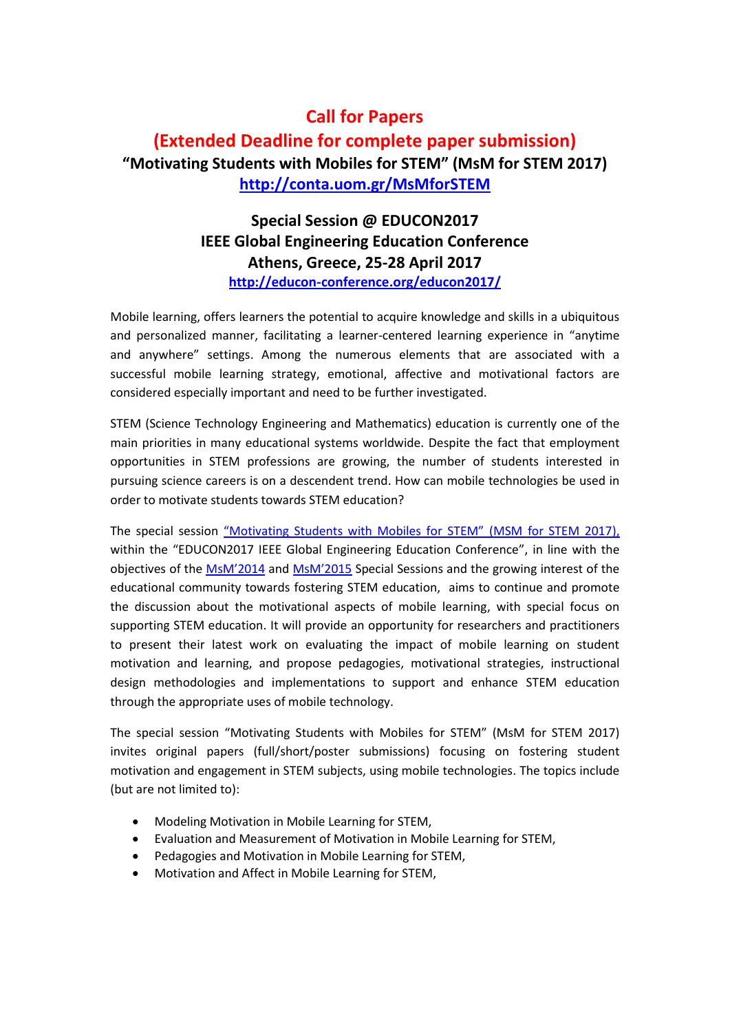# Call for Papers

## (Extended Deadline for complete paper submission)

### "Motivating Students with Mobiles for STEM" (MsM for STEM 2017)

**http://conta.uom.gr/MsMforSTEM**

### Special Session @ EDUCON2017
### IEEE Global Engineering Education Conference
### Athens, Greece, 25-28 April 2017

**http://educon-conference.org/educon2017/**

Mobile learning, offers learners the potential to acquire knowledge and skills in a ubiquitous and personalized manner, facilitating a learner-centered learning experience in "anytime and anywhere" settings. Among the numerous elements that are associated with a successful mobile learning strategy, emotional, affective and motivational factors are considered especially important and need to be further investigated.

STEM (Science Technology Engineering and Mathematics) education is currently one of the main priorities in many educational systems worldwide. Despite the fact that employment opportunities in STEM professions are growing, the number of students interested in pursuing science careers is on a descendent trend. How can mobile technologies be used in order to motivate students towards STEM education?

The special session "Motivating Students with Mobiles for STEM" (MSM for STEM 2017), within the "EDUCON2017 IEEE Global Engineering Education Conference", in line with the objectives of the MsM'2014 and MsM'2015 Special Sessions and the growing interest of the educational community towards fostering STEM education, aims to continue and promote the discussion about the motivational aspects of mobile learning, with special focus on supporting STEM education. It will provide an opportunity for researchers and practitioners to present their latest work on evaluating the impact of mobile learning on student motivation and learning, and propose pedagogies, motivational strategies, instructional design methodologies and implementations to support and enhance STEM education through the appropriate uses of mobile technology.

The special session "Motivating Students with Mobiles for STEM" (MsM for STEM 2017) invites original papers (full/short/poster submissions) focusing on fostering student motivation and engagement in STEM subjects, using mobile technologies. The topics include (but are not limited to):

- Modeling Motivation in Mobile Learning for STEM,
- Evaluation and Measurement of Motivation in Mobile Learning for STEM,
- Pedagogies and Motivation in Mobile Learning for STEM,
- Motivation and Affect in Mobile Learning for STEM,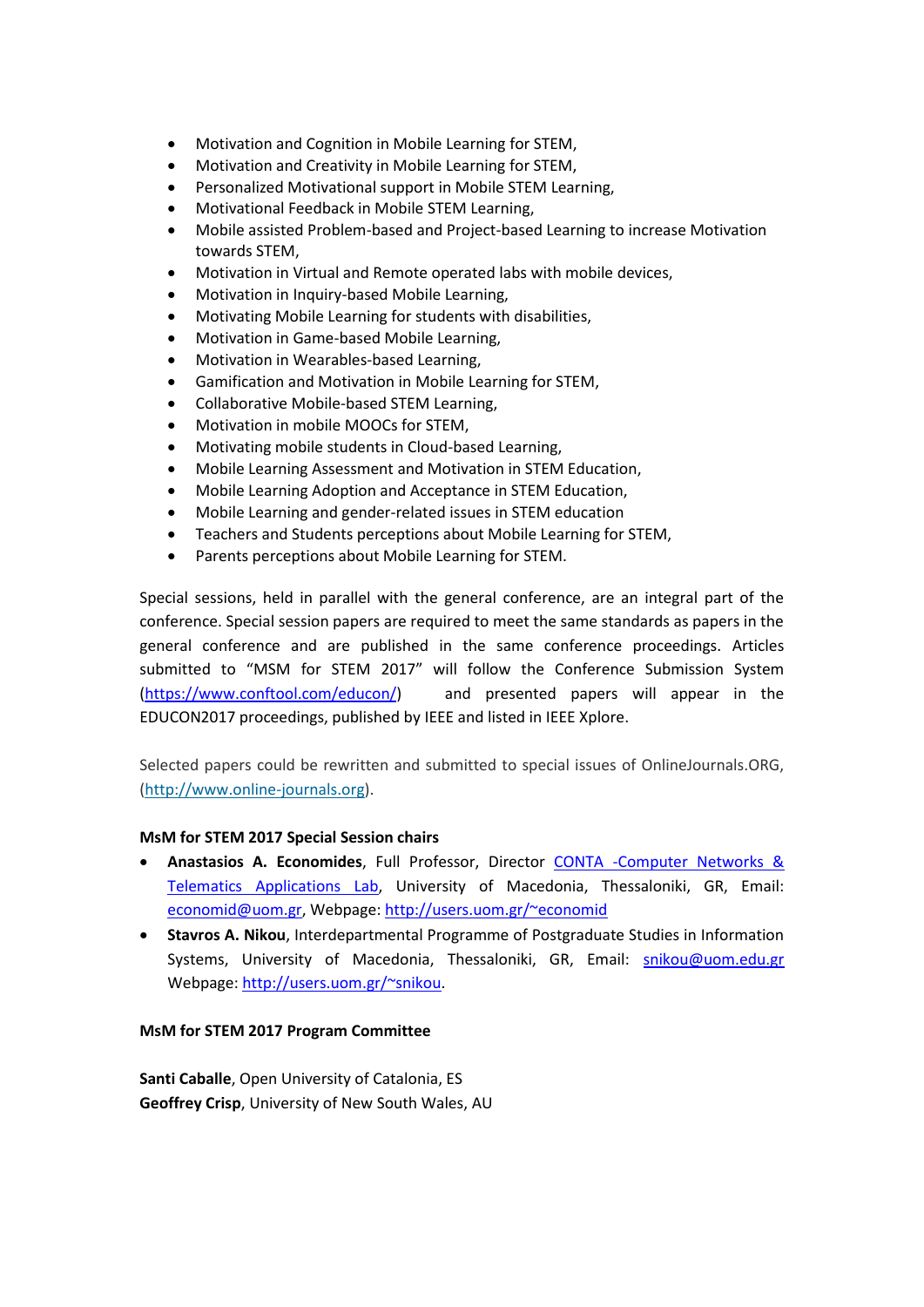- Motivation and Cognition in Mobile Learning for STEM,
- Motivation and Creativity in Mobile Learning for STEM,
- Personalized Motivational support in Mobile STEM Learning,
- Motivational Feedback in Mobile STEM Learning,
- Mobile assisted Problem-based and Project-based Learning to increase Motivation towards STEM,
- Motivation in Virtual and Remote operated labs with mobile devices,
- Motivation in Inquiry-based Mobile Learning,
- Motivating Mobile Learning for students with disabilities,
- Motivation in Game-based Mobile Learning,
- Motivation in Wearables-based Learning,
- Gamification and Motivation in Mobile Learning for STEM,
- Collaborative Mobile-based STEM Learning,
- Motivation in mobile MOOCs for STEM,
- Motivating mobile students in Cloud-based Learning,
- Mobile Learning Assessment and Motivation in STEM Education,
- Mobile Learning Adoption and Acceptance in STEM Education,
- Mobile Learning and gender-related issues in STEM education
- Teachers and Students perceptions about Mobile Learning for STEM,
- Parents perceptions about Mobile Learning for STEM.

Special sessions, held in parallel with the general conference, are an integral part of the conference. Special session papers are required to meet the same standards as papers in the general conference and are published in the same conference proceedings. Articles submitted to "MSM for STEM 2017" will follow the Conference Submission System (https://www.conftool.com/educon/) and presented papers will appear in the EDUCON2017 proceedings, published by IEEE and listed in IEEE Xplore.

Selected papers could be rewritten and submitted to special issues of OnlineJournals.ORG, (http://www.online-journals.org).

**MsM for STEM 2017 Special Session chairs**

- **Anastasios A. Economides**, Full Professor, Director CONTA -Computer Networks & Telematics Applications Lab, University of Macedonia, Thessaloniki, GR, Email: economid@uom.gr, Webpage: http://users.uom.gr/~economid
- **Stavros A. Nikou**, Interdepartmental Programme of Postgraduate Studies in Information Systems, University of Macedonia, Thessaloniki, GR, Email: snikou@uom.edu.gr Webpage: http://users.uom.gr/~snikou.

**MsM for STEM 2017 Program Committee**

**Santi Caballe**, Open University of Catalonia, ES  
**Geoffrey Crisp**, University of New South Wales, AU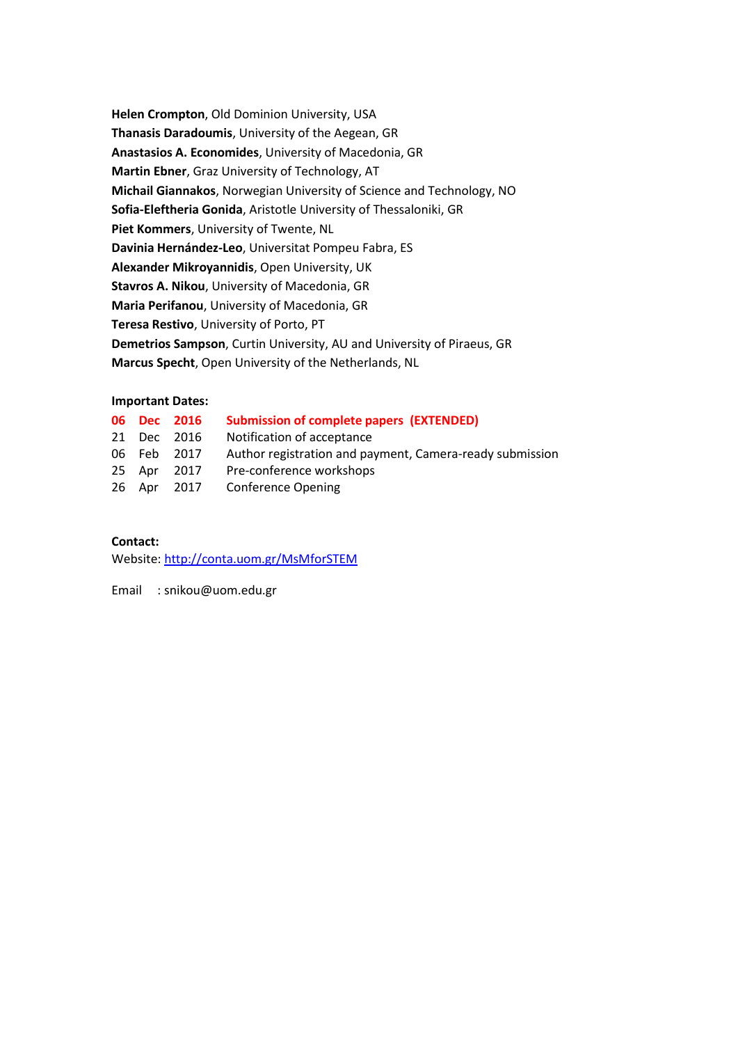**Helen Crompton**, Old Dominion University, USA
**Thanasis Daradoumis**, University of the Aegean, GR
**Anastasios A. Economides**, University of Macedonia, GR
**Martin Ebner**, Graz University of Technology, AT
**Michail Giannakos**, Norwegian University of Science and Technology, NO
**Sofia-Eleftheria Gonida**, Aristotle University of Thessaloniki, GR
**Piet Kommers**, University of Twente, NL
**Davinia Hernández-Leo**, Universitat Pompeu Fabra, ES
**Alexander Mikroyannidis**, Open University, UK
**Stavros A. Nikou**, University of Macedonia, GR
**Maria Perifanou**, University of Macedonia, GR
**Teresa Restivo**, University of Porto, PT
**Demetrios Sampson**, Curtin University, AU and University of Piraeus, GR
**Marcus Specht**, Open University of the Netherlands, NL

**Important Dates:**

| | | | |
|---|---|---|---|
| **06** | **Dec** | **2016** | **Submission of complete papers (EXTENDED)** |
| 21 | Dec | 2016 | Notification of acceptance |
| 06 | Feb | 2017 | Author registration and payment, Camera-ready submission |
| 25 | Apr | 2017 | Pre-conference workshops |
| 26 | Apr | 2017 | Conference Opening |

**Contact:**

Website: http://conta.uom.gr/MsMforSTEM

Email : snikou@uom.edu.gr